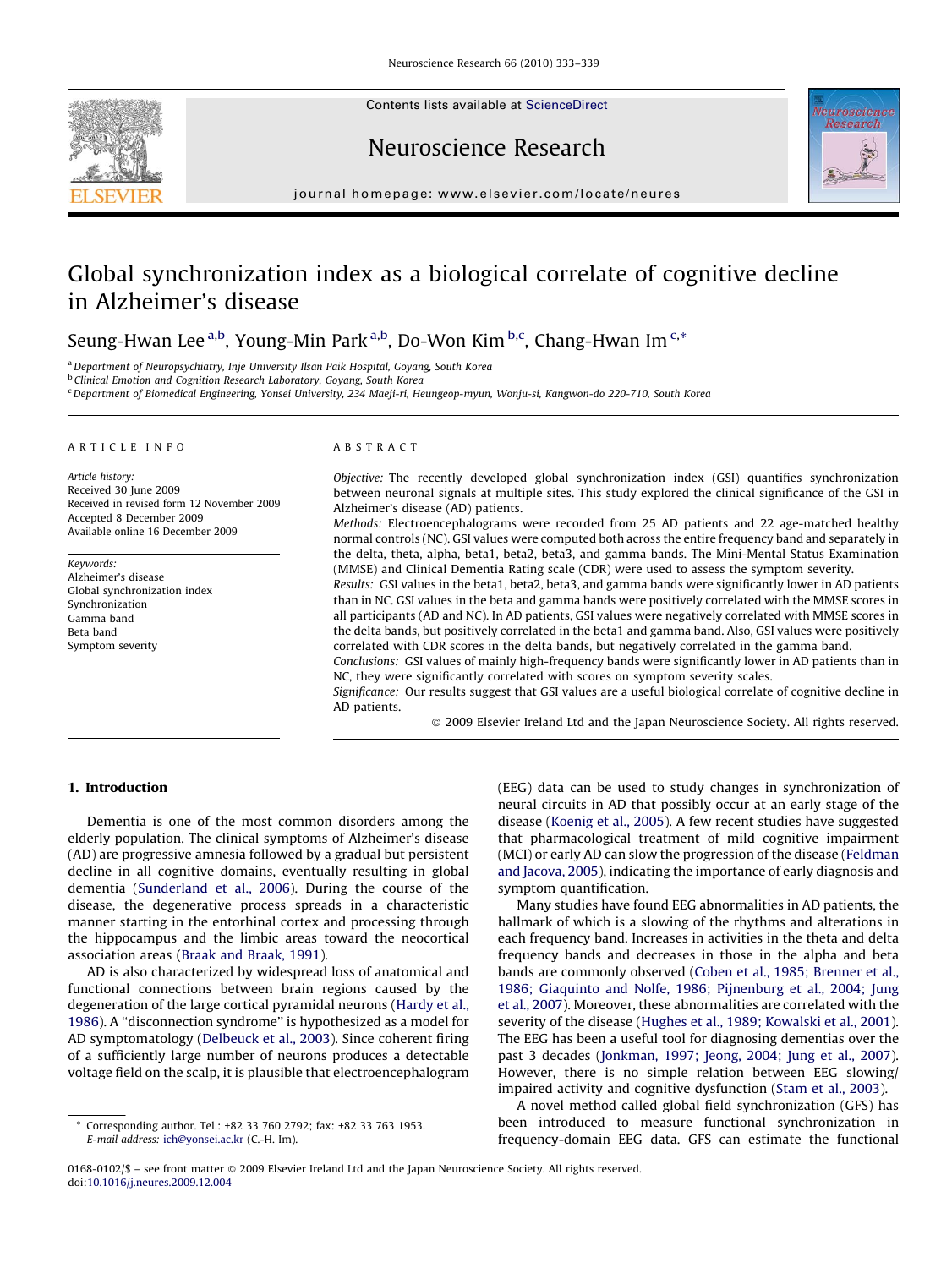# Global synchronization index as a biological correlate of cognitive decline in Alzheimer's disease

Seung-Hwan Lee [a,b], Young-Min Park [a,b], Do-Won Kim [b,c], Chang-Hwan Im [c,*]

[a] Department of Neuropsychiatry, Inje University Ilsan Paik Hospital, Goyang, South Korea
[b] Clinical Emotion and Cognition Research Laboratory, Goyang, South Korea
[c] Department of Biomedical Engineering, Yonsei University, 234 Maeji-ri, Heungeop-myun, Wonju-si, Kangwon-do 220-710, South Korea

ARTICLE INFO

*Article history:*
Received 30 June 2009
Received in revised form 12 November 2009
Accepted 8 December 2009
Available online 16 December 2009

*Keywords:*
Alzheimer's disease
Global synchronization index
Synchronization
Gamma band
Beta band
Symptom severity

ABSTRACT

*Objective:* The recently developed global synchronization index (GSI) quantifies synchronization between neuronal signals at multiple sites. This study explored the clinical significance of the GSI in Alzheimer's disease (AD) patients.

*Methods:* Electroencephalograms were recorded from 25 AD patients and 22 age-matched healthy normal controls (NC). GSI values were computed both across the entire frequency band and separately in the delta, theta, alpha, beta1, beta2, beta3, and gamma bands. The Mini-Mental Status Examination (MMSE) and Clinical Dementia Rating scale (CDR) were used to assess the symptom severity.

*Results:* GSI values in the beta1, beta2, beta3, and gamma bands were significantly lower in AD patients than in NC. GSI values in the beta and gamma bands were positively correlated with the MMSE scores in all participants (AD and NC). In AD patients, GSI values were negatively correlated with MMSE scores in the delta bands, but positively correlated in the beta1 and gamma band. Also, GSI values were positively correlated with CDR scores in the delta bands, but negatively correlated in the gamma band.

*Conclusions:* GSI values of mainly high-frequency bands were significantly lower in AD patients than in NC, they were significantly correlated with scores on symptom severity scales.

*Significance:* Our results suggest that GSI values are a useful biological correlate of cognitive decline in AD patients.

© 2009 Elsevier Ireland Ltd and the Japan Neuroscience Society. All rights reserved.

## 1. Introduction

Dementia is one of the most common disorders among the elderly population. The clinical symptoms of Alzheimer's disease (AD) are progressive amnesia followed by a gradual but persistent decline in all cognitive domains, eventually resulting in global dementia (Sunderland et al., 2006). During the course of the disease, the degenerative process spreads in a characteristic manner starting in the entorhinal cortex and processing through the hippocampus and the limbic areas toward the neocortical association areas (Braak and Braak, 1991).

AD is also characterized by widespread loss of anatomical and functional connections between brain regions caused by the degeneration of the large cortical pyramidal neurons (Hardy et al., 1986). A "disconnection syndrome" is hypothesized as a model for AD symptomatology (Delbeuck et al., 2003). Since coherent firing of a sufficiently large number of neurons produces a detectable voltage field on the scalp, it is plausible that electroencephalogram (EEG) data can be used to study changes in synchronization of neural circuits in AD that possibly occur at an early stage of the disease (Koenig et al., 2005). A few recent studies have suggested that pharmacological treatment of mild cognitive impairment (MCI) or early AD can slow the progression of the disease (Feldman and Jacova, 2005), indicating the importance of early diagnosis and symptom quantification.

Many studies have found EEG abnormalities in AD patients, the hallmark of which is a slowing of the rhythms and alterations in each frequency band. Increases in activities in the theta and delta frequency bands and decreases in those in the alpha and beta bands are commonly observed (Coben et al., 1985; Brenner et al., 1986; Giaquinto and Nolfe, 1986; Pijnenburg et al., 2004; Jung et al., 2007). Moreover, these abnormalities are correlated with the severity of the disease (Hughes et al., 1989; Kowalski et al., 2001). The EEG has been a useful tool for diagnosing dementias over the past 3 decades (Jonkman, 1997; Jeong, 2004; Jung et al., 2007). However, there is no simple relation between EEG slowing/impaired activity and cognitive dysfunction (Stam et al., 2003).

A novel method called global field synchronization (GFS) has been introduced to measure functional synchronization in frequency-domain EEG data. GFS can estimate the functional

* Corresponding author. Tel.: +82 33 760 2792; fax: +82 33 763 1953.
E-mail address: ich@yonsei.ac.kr (C.-H. Im).

0168-0102/$ – see front matter © 2009 Elsevier Ireland Ltd and the Japan Neuroscience Society. All rights reserved.
doi:10.1016/j.neures.2009.12.004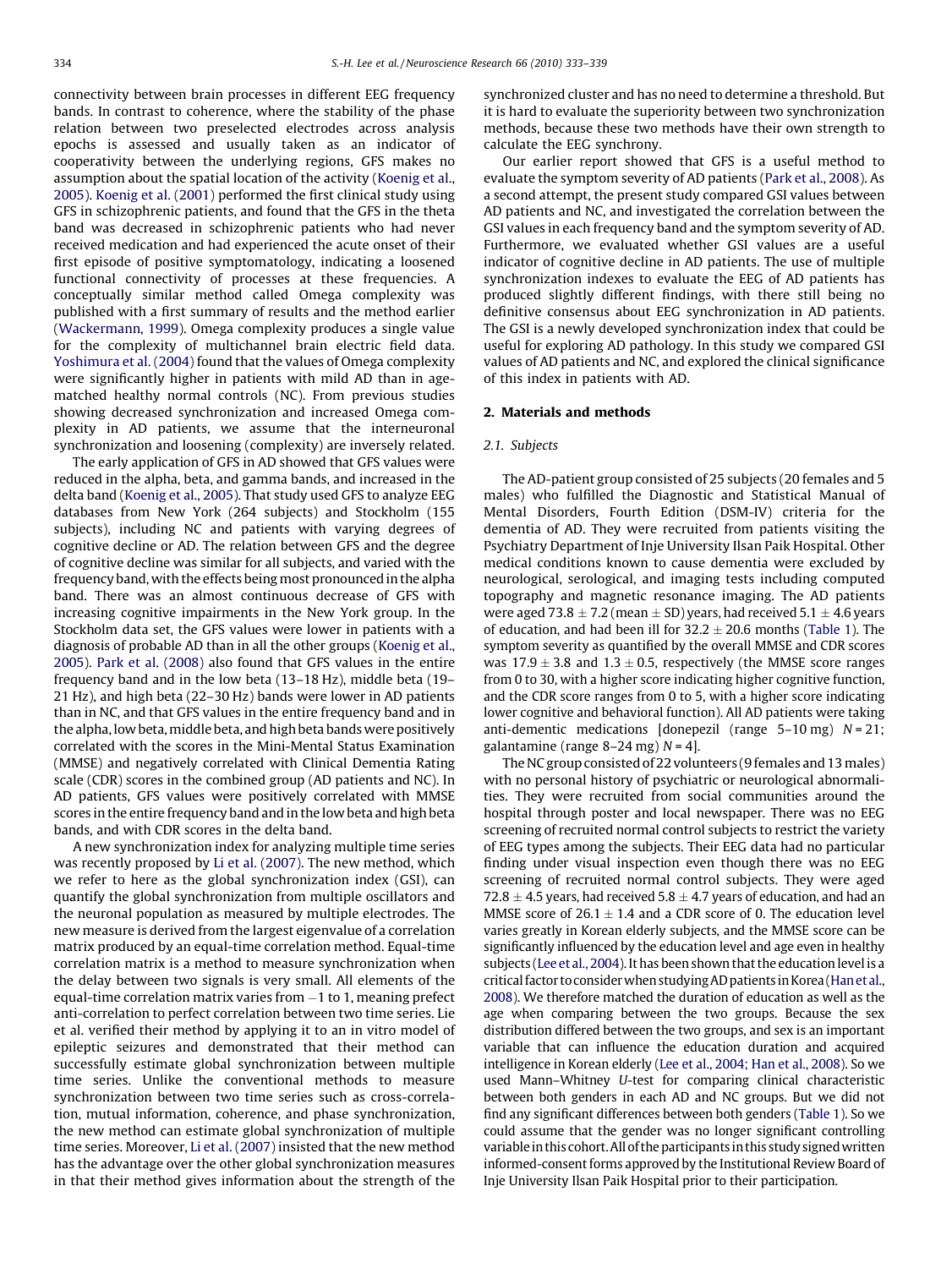connectivity between brain processes in different EEG frequency bands. In contrast to coherence, where the stability of the phase relation between two preselected electrodes across analysis epochs is assessed and usually taken as an indicator of cooperativity between the underlying regions, GFS makes no assumption about the spatial location of the activity (Koenig et al., 2005). Koenig et al. (2001) performed the first clinical study using GFS in schizophrenic patients, and found that the GFS in the theta band was decreased in schizophrenic patients who had never received medication and had experienced the acute onset of their first episode of positive symptomatology, indicating a loosened functional connectivity of processes at these frequencies. A conceptually similar method called Omega complexity was published with a first summary of results and the method earlier (Wackermann, 1999). Omega complexity produces a single value for the complexity of multichannel brain electric field data. Yoshimura et al. (2004) found that the values of Omega complexity were significantly higher in patients with mild AD than in age-matched healthy normal controls (NC). From previous studies showing decreased synchronization and increased Omega complexity in AD patients, we assume that the interneuronal synchronization and loosening (complexity) are inversely related.

The early application of GFS in AD showed that GFS values were reduced in the alpha, beta, and gamma bands, and increased in the delta band (Koenig et al., 2005). That study used GFS to analyze EEG databases from New York (264 subjects) and Stockholm (155 subjects), including NC and patients with varying degrees of cognitive decline or AD. The relation between GFS and the degree of cognitive decline was similar for all subjects, and varied with the frequency band, with the effects being most pronounced in the alpha band. There was an almost continuous decrease of GFS with increasing cognitive impairments in the New York group. In the Stockholm data set, the GFS values were lower in patients with a diagnosis of probable AD than in all the other groups (Koenig et al., 2005). Park et al. (2008) also found that GFS values in the entire frequency band and in the low beta (13–18 Hz), middle beta (19–21 Hz), and high beta (22–30 Hz) bands were lower in AD patients than in NC, and that GFS values in the entire frequency band and in the alpha, low beta, middle beta, and high beta bands were positively correlated with the scores in the Mini-Mental Status Examination (MMSE) and negatively correlated with Clinical Dementia Rating scale (CDR) scores in the combined group (AD patients and NC). In AD patients, GFS values were positively correlated with MMSE scores in the entire frequency band and in the low beta and high beta bands, and with CDR scores in the delta band.

A new synchronization index for analyzing multiple time series was recently proposed by Li et al. (2007). The new method, which we refer to here as the global synchronization index (GSI), can quantify the global synchronization from multiple oscillators and the neuronal population as measured by multiple electrodes. The new measure is derived from the largest eigenvalue of a correlation matrix produced by an equal-time correlation method. Equal-time correlation matrix is a method to measure synchronization when the delay between two signals is very small. All elements of the equal-time correlation matrix varies from $-1$ to 1, meaning prefect anti-correlation to perfect correlation between two time series. Lie et al. verified their method by applying it to an in vitro model of epileptic seizures and demonstrated that their method can successfully estimate global synchronization between multiple time series. Unlike the conventional methods to measure synchronization between two time series such as cross-correlation, mutual information, coherence, and phase synchronization, the new method can estimate global synchronization of multiple time series. Moreover, Li et al. (2007) insisted that the new method has the advantage over the other global synchronization measures in that their method gives information about the strength of the synchronized cluster and has no need to determine a threshold. But it is hard to evaluate the superiority between two synchronization methods, because these two methods have their own strength to calculate the EEG synchrony.

Our earlier report showed that GFS is a useful method to evaluate the symptom severity of AD patients (Park et al., 2008). As a second attempt, the present study compared GSI values between AD patients and NC, and investigated the correlation between the GSI values in each frequency band and the symptom severity of AD. Furthermore, we evaluated whether GSI values are a useful indicator of cognitive decline in AD patients. The use of multiple synchronization indexes to evaluate the EEG of AD patients has produced slightly different findings, with there still being no definitive consensus about EEG synchronization in AD patients. The GSI is a newly developed synchronization index that could be useful for exploring AD pathology. In this study we compared GSI values of AD patients and NC, and explored the clinical significance of this index in patients with AD.

## 2. Materials and methods

### 2.1. Subjects

The AD-patient group consisted of 25 subjects (20 females and 5 males) who fulfilled the Diagnostic and Statistical Manual of Mental Disorders, Fourth Edition (DSM-IV) criteria for the dementia of AD. They were recruited from patients visiting the Psychiatry Department of Inje University Ilsan Paik Hospital. Other medical conditions known to cause dementia were excluded by neurological, serological, and imaging tests including computed topography and magnetic resonance imaging. The AD patients were aged $73.8 \pm 7.2$ (mean $\pm$ SD) years, had received $5.1 \pm 4.6$ years of education, and had been ill for $32.2 \pm 20.6$ months (Table 1). The symptom severity as quantified by the overall MMSE and CDR scores was $17.9 \pm 3.8$ and $1.3 \pm 0.5$, respectively (the MMSE score ranges from 0 to 30, with a higher score indicating higher cognitive function, and the CDR score ranges from 0 to 5, with a higher score indicating lower cognitive and behavioral function). All AD patients were taking anti-dementic medications [donepezil (range 5–10 mg) $N = 21$; galantamine (range 8–24 mg) $N = 4$].

The NC group consisted of 22 volunteers (9 females and 13 males) with no personal history of psychiatric or neurological abnormalities. They were recruited from social communities around the hospital through poster and local newspaper. There was no EEG screening of recruited normal control subjects to restrict the variety of EEG types among the subjects. Their EEG data had no particular finding under visual inspection even though there was no EEG screening of recruited normal control subjects. They were aged $72.8 \pm 4.5$ years, had received $5.8 \pm 4.7$ years of education, and had an MMSE score of $26.1 \pm 1.4$ and a CDR score of 0. The education level varies greatly in Korean elderly subjects, and the MMSE score can be significantly influenced by the education level and age even in healthy subjects (Lee et al., 2004). It has been shown that the education level is a critical factor to consider when studying AD patients in Korea (Han et al., 2008). We therefore matched the duration of education as well as the age when comparing between the two groups. Because the sex distribution differed between the two groups, and sex is an important variable that can influence the education duration and acquired intelligence in Korean elderly (Lee et al., 2004; Han et al., 2008). So we used Mann–Whitney *U*-test for comparing clinical characteristic between both genders in each AD and NC groups. But we did not find any significant differences between both genders (Table 1). So we could assume that the gender was no longer significant controlling variable in this cohort. All of the participants in this study signed written informed-consent forms approved by the Institutional Review Board of Inje University Ilsan Paik Hospital prior to their participation.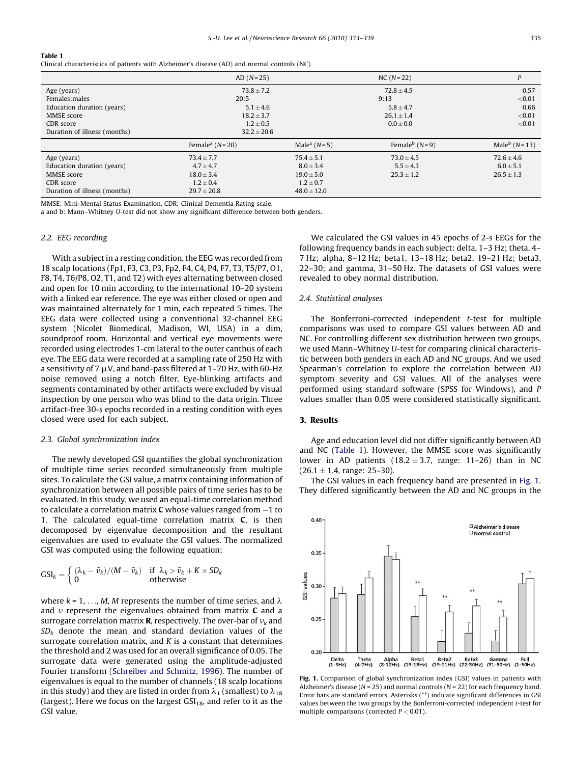**Table 1**
Clinical characteristics of patients with Alzheimer's disease (AD) and normal controls (NC).

| | AD ($N$ = 25) | | NC ($N$ = 22) | | $P$ |
|---|---|---|---|---|---|
| Age (years) | 73.8 ± 7.2 | | 72.8 ± 4.5 | | 0.57 |
| Females:males | 20:5 | | 9:13 | | <0.01 |
| Education duration (years) | 5.1 ± 4.6 | | 5.8 ± 4.7 | | 0.66 |
| MMSE score | 18.2 ± 3.7 | | 26.1 ± 1.4 | | <0.01 |
| CDR score | 1.2 ± 0.5 | | 0.0 ± 0.0 | | <0.01 |
| Duration of illness (months) | 32.2 ± 20.6 | | | | |
| | Female[a] ($N$ = 20) | Male[a] ($N$ = 5) | Female[b] ($N$ = 9) | Male[b] ($N$ = 13) | |
| Age (years) | 73.4 ± 7.7 | 75.4 ± 5.1 | 73.0 ± 4.5 | 72.6 ± 4.6 | |
| Education duration (years) | 4.7 ± 4.7 | 8.0 ± 3.4 | 5.5 ± 4.3 | 6.0 ± 5.1 | |
| MMSE score | 18.0 ± 3.4 | 19.0 ± 5.0 | 25.3 ± 1.2 | 26.5 ± 1.3 | |
| CDR score | 1.2 ± 0.4 | 1.2 ± 0.7 | | | |
| Duration of illness (months) | 29.7 ± 20.8 | 48.0 ± 12.0 | | | |

MMSE: Mini-Mental Status Examination, CDR: Clinical Dementia Rating scale.
a and b: Mann–Whitney U-test did not show any significant difference between both genders.

### 2.2. EEG recording

With a subject in a resting condition, the EEG was recorded from 18 scalp locations (Fp1, F3, C3, P3, Fp2, F4, C4, P4, F7, T3, T5/P7, O1, F8, T4, T6/P8, O2, T1, and T2) with eyes alternating between closed and open for 10 min according to the international 10–20 system with a linked ear reference. The eye was either closed or open and was maintained alternately for 1 min, each repeated 5 times. The EEG data were collected using a conventional 32-channel EEG system (Nicolet Biomedical, Madison, WI, USA) in a dim, soundproof room. Horizontal and vertical eye movements were recorded using electrodes 1-cm lateral to the outer canthus of each eye. The EEG data were recorded at a sampling rate of 250 Hz with a sensitivity of 7 μV, and band-pass filtered at 1–70 Hz, with 60-Hz noise removed using a notch filter. Eye-blinking artifacts and segments contaminated by other artifacts were excluded by visual inspection by one person who was blind to the data origin. Three artifact-free 30-s epochs recorded in a resting condition with eyes closed were used for each subject.

### 2.3. Global synchronization index

The newly developed GSI quantifies the global synchronization of multiple time series recorded simultaneously from multiple sites. To calculate the GSI value, a matrix containing information of synchronization between all possible pairs of time series has to be evaluated. In this study, we used an equal-time correlation method to calculate a correlation matrix **C** whose values ranged from −1 to 1. The calculated equal-time correlation matrix **C**, is then decomposed by eigenvalue decomposition and the resultant eigenvalues are used to evaluate the GSI values. The normalized GSI was computed using the following equation:

$$\mathrm{GSI}_k = \begin{cases} (\lambda_k - \bar{\nu}_k)/(M - \bar{\nu}_k) & \text{if } \lambda_k > \bar{\nu}_k + K \times SD_k \\ 0 & \text{otherwise} \end{cases}$$

where $k = 1, \ldots, M$, $M$ represents the number of time series, and $\lambda$ and $\nu$ represent the eigenvalues obtained from matrix **C** and a surrogate correlation matrix **R**, respectively. The over-bar of $\nu_k$ and $SD_k$ denote the mean and standard deviation values of the surrogate correlation matrix, and $K$ is a constant that determines the threshold and 2 was used for an overall significance of 0.05. The surrogate data were generated using the amplitude-adjusted Fourier transform (Schreiber and Schmitz, 1996). The number of eigenvalues is equal to the number of channels (18 scalp locations in this study) and they are listed in order from $\lambda_1$ (smallest) to $\lambda_{18}$ (largest). Here we focus on the largest $\mathrm{GSI}_{18}$, and refer to it as the GSI value.

We calculated the GSI values in 45 epochs of 2-s EEGs for the following frequency bands in each subject: delta, 1–3 Hz; theta, 4–7 Hz; alpha, 8–12 Hz; beta1, 13–18 Hz; beta2, 19–21 Hz; beta3, 22–30; and gamma, 31–50 Hz. The datasets of GSI values were revealed to obey normal distribution.

### 2.4. Statistical analyses

The Bonferroni-corrected independent *t*-test for multiple comparisons was used to compare GSI values between AD and NC. For controlling different sex distribution between two groups, we used Mann–Whitney *U*-test for comparing clinical characteristic between both genders in each AD and NC groups. And we used Spearman's correlation to explore the correlation between AD symptom severity and GSI values. All of the analyses were performed using standard software (SPSS for Windows), and *P* values smaller than 0.05 were considered statistically significant.

## 3. Results

Age and education level did not differ significantly between AD and NC (Table 1). However, the MMSE score was significantly lower in AD patients (18.2 ± 3.7, range: 11–26) than in NC (26.1 ± 1.4, range: 25–30).

The GSI values in each frequency band are presented in Fig. 1. They differed significantly between the AD and NC groups in the

**Fig. 1.** Comparison of global synchronization index (GSI) values in patients with Alzheimer's disease ($N$ = 25) and normal controls ($N$ = 22) for each frequency band. Error bars are standard errors. Asterisks (**) indicate significant differences in GSI values between the two groups by the Bonferroni-corrected independent *t*-test for multiple comparisons (corrected $P < 0.01$).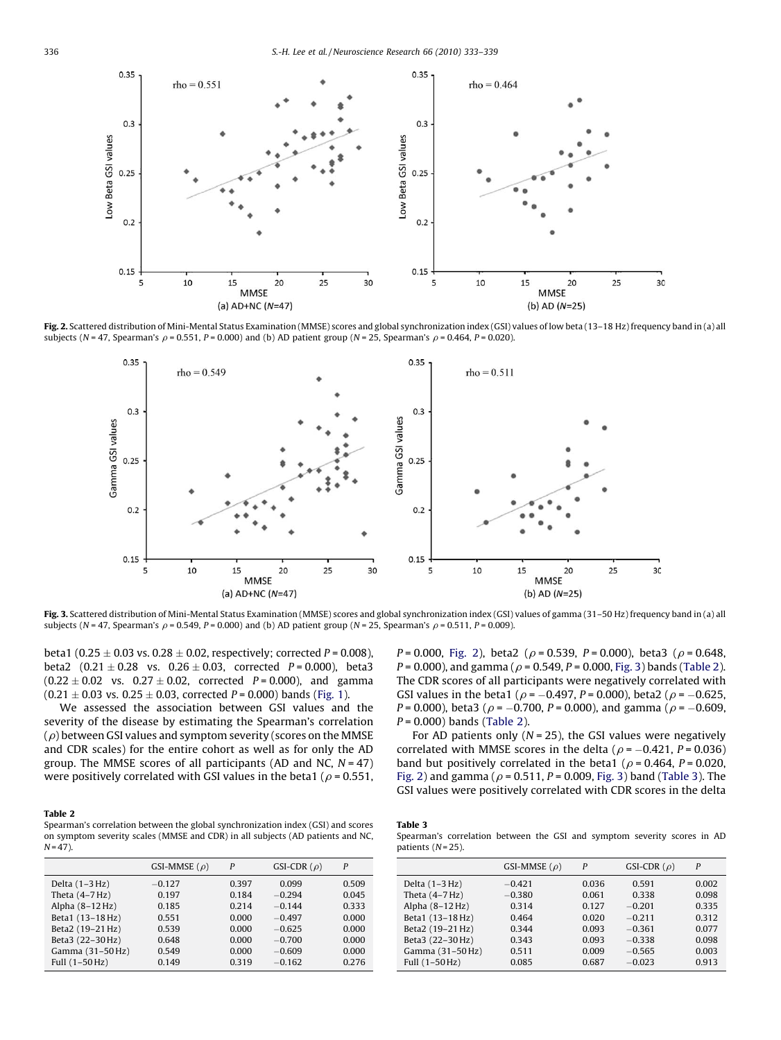**Fig. 2.** Scattered distribution of Mini-Mental Status Examination (MMSE) scores and global synchronization index (GSI) values of low beta (13–18 Hz) frequency band in (a) all subjects ($N$ = 47, Spearman's $\rho$ = 0.551, $P$ = 0.000) and (b) AD patient group ($N$ = 25, Spearman's $\rho$ = 0.464, $P$ = 0.020).

**Fig. 3.** Scattered distribution of Mini-Mental Status Examination (MMSE) scores and global synchronization index (GSI) values of gamma (31–50 Hz) frequency band in (a) all subjects ($N$ = 47, Spearman's $\rho$ = 0.549, $P$ = 0.000) and (b) AD patient group ($N$ = 25, Spearman's $\rho$ = 0.511, $P$ = 0.009).

beta1 (0.25 ± 0.03 vs. 0.28 ± 0.02, respectively; corrected $P$ = 0.008), beta2 (0.21 ± 0.28 vs. 0.26 ± 0.03, corrected $P$ = 0.000), beta3 (0.22 ± 0.02 vs. 0.27 ± 0.02, corrected $P$ = 0.000), and gamma (0.21 ± 0.03 vs. 0.25 ± 0.03, corrected $P$ = 0.000) bands (Fig. 1).

We assessed the association between GSI values and the severity of the disease by estimating the Spearman's correlation ($\rho$) between GSI values and symptom severity (scores on the MMSE and CDR scales) for the entire cohort as well as for only the AD group. The MMSE scores of all participants (AD and NC, $N$ = 47) were positively correlated with GSI values in the beta1 ($\rho$ = 0.551, $P$ = 0.000, Fig. 2), beta2 ($\rho$ = 0.539, $P$ = 0.000), beta3 ($\rho$ = 0.648, $P$ = 0.000), and gamma ($\rho$ = 0.549, $P$ = 0.000, Fig. 3) bands (Table 2). The CDR scores of all participants were negatively correlated with GSI values in the beta1 ($\rho$ = −0.497, $P$ = 0.000), beta2 ($\rho$ = −0.625, $P$ = 0.000), beta3 ($\rho$ = −0.700, $P$ = 0.000), and gamma ($\rho$ = −0.609, $P$ = 0.000) bands (Table 2).

For AD patients only ($N$ = 25), the GSI values were negatively correlated with MMSE scores in the delta ($\rho$ = −0.421, $P$ = 0.036) band but positively correlated in the beta1 ($\rho$ = 0.464, $P$ = 0.020, Fig. 2) and gamma ($\rho$ = 0.511, $P$ = 0.009, Fig. 3) band (Table 3). The GSI values were positively correlated with CDR scores in the delta

**Table 2**
Spearman's correlation between the global synchronization index (GSI) and scores on symptom severity scales (MMSE and CDR) in all subjects (AD patients and NC, $N$ = 47).

| | GSI-MMSE ($\rho$) | $P$ | GSI-CDR ($\rho$) | $P$ |
|---|---|---|---|---|
| Delta (1–3 Hz) | −0.127 | 0.397 | 0.099 | 0.509 |
| Theta (4–7 Hz) | 0.197 | 0.184 | −0.294 | 0.045 |
| Alpha (8–12 Hz) | 0.185 | 0.214 | −0.144 | 0.333 |
| Beta1 (13–18 Hz) | 0.551 | 0.000 | −0.497 | 0.000 |
| Beta2 (19–21 Hz) | 0.539 | 0.000 | −0.625 | 0.000 |
| Beta3 (22–30 Hz) | 0.648 | 0.000 | −0.700 | 0.000 |
| Gamma (31–50 Hz) | 0.549 | 0.000 | −0.609 | 0.000 |
| Full (1–50 Hz) | 0.149 | 0.319 | −0.162 | 0.276 |

**Table 3**
Spearman's correlation between the GSI and symptom severity scores in AD patients ($N$ = 25).

| | GSI-MMSE ($\rho$) | $P$ | GSI-CDR ($\rho$) | $P$ |
|---|---|---|---|---|
| Delta (1–3 Hz) | −0.421 | 0.036 | 0.591 | 0.002 |
| Theta (4–7 Hz) | −0.380 | 0.061 | 0.338 | 0.098 |
| Alpha (8–12 Hz) | 0.314 | 0.127 | −0.201 | 0.335 |
| Beta1 (13–18 Hz) | 0.464 | 0.020 | −0.211 | 0.312 |
| Beta2 (19–21 Hz) | 0.344 | 0.093 | −0.361 | 0.077 |
| Beta3 (22–30 Hz) | 0.343 | 0.093 | −0.338 | 0.098 |
| Gamma (31–50 Hz) | 0.511 | 0.009 | −0.565 | 0.003 |
| Full (1–50 Hz) | 0.085 | 0.687 | −0.023 | 0.913 |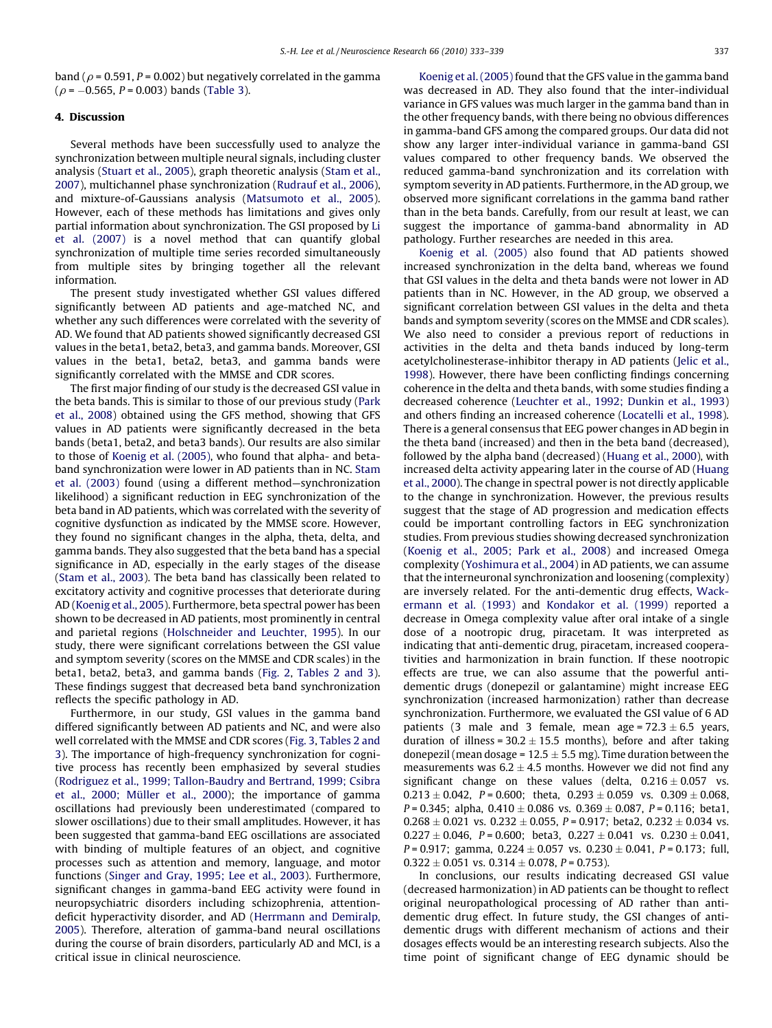band ($\rho$ = 0.591, $P$ = 0.002) but negatively correlated in the gamma ($\rho$ = −0.565, $P$ = 0.003) bands (Table 3).

## 4. Discussion

Several methods have been successfully used to analyze the synchronization between multiple neural signals, including cluster analysis (Stuart et al., 2005), graph theoretic analysis (Stam et al., 2007), multichannel phase synchronization (Rudrauf et al., 2006), and mixture-of-Gaussians analysis (Matsumoto et al., 2005). However, each of these methods has limitations and gives only partial information about synchronization. The GSI proposed by Li et al. (2007) is a novel method that can quantify global synchronization of multiple time series recorded simultaneously from multiple sites by bringing together all the relevant information.

The present study investigated whether GSI values differed significantly between AD patients and age-matched NC, and whether any such differences were correlated with the severity of AD. We found that AD patients showed significantly decreased GSI values in the beta1, beta2, beta3, and gamma bands. Moreover, GSI values in the beta1, beta2, beta3, and gamma bands were significantly correlated with the MMSE and CDR scores.

The first major finding of our study is the decreased GSI value in the beta bands. This is similar to those of our previous study (Park et al., 2008) obtained using the GFS method, showing that GFS values in AD patients were significantly decreased in the beta bands (beta1, beta2, and beta3 bands). Our results are also similar to those of Koenig et al. (2005), who found that alpha- and beta-band synchronization were lower in AD patients than in NC. Stam et al. (2003) found (using a different method—synchronization likelihood) a significant reduction in EEG synchronization of the beta band in AD patients, which was correlated with the severity of cognitive dysfunction as indicated by the MMSE score. However, they found no significant changes in the alpha, theta, delta, and gamma bands. They also suggested that the beta band has a special significance in AD, especially in the early stages of the disease (Stam et al., 2003). The beta band has classically been related to excitatory activity and cognitive processes that deteriorate during AD (Koenig et al., 2005). Furthermore, beta spectral power has been shown to be decreased in AD patients, most prominently in central and parietal regions (Holschneider and Leuchter, 1995). In our study, there were significant correlations between the GSI value and symptom severity (scores on the MMSE and CDR scales) in the beta1, beta2, beta3, and gamma bands (Fig. 2, Tables 2 and 3). These findings suggest that decreased beta band synchronization reflects the specific pathology in AD.

Furthermore, in our study, GSI values in the gamma band differed significantly between AD patients and NC, and were also well correlated with the MMSE and CDR scores (Fig. 3, Tables 2 and 3). The importance of high-frequency synchronization for cognitive process has recently been emphasized by several studies (Rodriguez et al., 1999; Tallon-Baudry and Bertrand, 1999; Csibra et al., 2000; Müller et al., 2000); the importance of gamma oscillations had previously been underestimated (compared to slower oscillations) due to their small amplitudes. However, it has been suggested that gamma-band EEG oscillations are associated with binding of multiple features of an object, and cognitive processes such as attention and memory, language, and motor functions (Singer and Gray, 1995; Lee et al., 2003). Furthermore, significant changes in gamma-band EEG activity were found in neuropsychiatric disorders including schizophrenia, attention-deficit hyperactivity disorder, and AD (Herrmann and Demiralp, 2005). Therefore, alteration of gamma-band neural oscillations during the course of brain disorders, particularly AD and MCI, is a critical issue in clinical neuroscience.

Koenig et al. (2005) found that the GFS value in the gamma band was decreased in AD. They also found that the inter-individual variance in GFS values was much larger in the gamma band than in the other frequency bands, with there being no obvious differences in gamma-band GFS among the compared groups. Our data did not show any larger inter-individual variance in gamma-band GSI values compared to other frequency bands. We observed the reduced gamma-band synchronization and its correlation with symptom severity in AD patients. Furthermore, in the AD group, we observed more significant correlations in the gamma band rather than in the beta bands. Carefully, from our result at least, we can suggest the importance of gamma-band abnormality in AD pathology. Further researches are needed in this area.

Koenig et al. (2005) also found that AD patients showed increased synchronization in the delta band, whereas we found that GSI values in the delta and theta bands were not lower in AD patients than in NC. However, in the AD group, we observed a significant correlation between GSI values in the delta and theta bands and symptom severity (scores on the MMSE and CDR scales). We also need to consider a previous report of reductions in activities in the delta and theta bands induced by long-term acetylcholinesterase-inhibitor therapy in AD patients (Jelic et al., 1998). However, there have been conflicting findings concerning coherence in the delta and theta bands, with some studies finding a decreased coherence (Leuchter et al., 1992; Dunkin et al., 1993) and others finding an increased coherence (Locatelli et al., 1998). There is a general consensus that EEG power changes in AD begin in the theta band (increased) and then in the beta band (decreased), followed by the alpha band (decreased) (Huang et al., 2000), with increased delta activity appearing later in the course of AD (Huang et al., 2000). The change in spectral power is not directly applicable to the change in synchronization. However, the previous results suggest that the stage of AD progression and medication effects could be important controlling factors in EEG synchronization studies. From previous studies showing decreased synchronization (Koenig et al., 2005; Park et al., 2008) and increased Omega complexity (Yoshimura et al., 2004) in AD patients, we can assume that the interneuronal synchronization and loosening (complexity) are inversely related. For the anti-dementic drug effects, Wackermann et al. (1993) and Kondakor et al. (1999) reported a decrease in Omega complexity value after oral intake of a single dose of a nootropic drug, piracetam. It was interpreted as indicating that anti-dementic drug, piracetam, increased cooperativities and harmonization in brain function. If these nootropic effects are true, we can also assume that the powerful anti-dementic drugs (donepezil or galantamine) might increase EEG synchronization (increased harmonization) rather than decrease synchronization. Furthermore, we evaluated the GSI value of 6 AD patients (3 male and 3 female, mean age = 72.3 ± 6.5 years, duration of illness = 30.2 ± 15.5 months), before and after taking donepezil (mean dosage = 12.5 ± 5.5 mg). Time duration between the measurements was 6.2 ± 4.5 months. However we did not find any significant change on these values (delta, 0.216 ± 0.057 vs. 0.213 ± 0.042, $P$ = 0.600; theta, 0.293 ± 0.059 vs. 0.309 ± 0.068, $P$ = 0.345; alpha, 0.410 ± 0.086 vs. 0.369 ± 0.087, $P$ = 0.116; beta1, 0.268 ± 0.021 vs. 0.232 ± 0.055, $P$ = 0.917; beta2, 0.232 ± 0.034 vs. 0.227 ± 0.046, $P$ = 0.600; beta3, 0.227 ± 0.041 vs. 0.230 ± 0.041, $P$ = 0.917; gamma, 0.224 ± 0.057 vs. 0.230 ± 0.041, $P$ = 0.173; full, 0.322 ± 0.051 vs. 0.314 ± 0.078, $P$ = 0.753).

In conclusions, our results indicating decreased GSI value (decreased harmonization) in AD patients can be thought to reflect original neuropathological processing of AD rather than anti-dementic drug effect. In future study, the GSI changes of anti-dementic drugs with different mechanism of actions and their dosages effects would be an interesting research subjects. Also the time point of significant change of EEG dynamic should be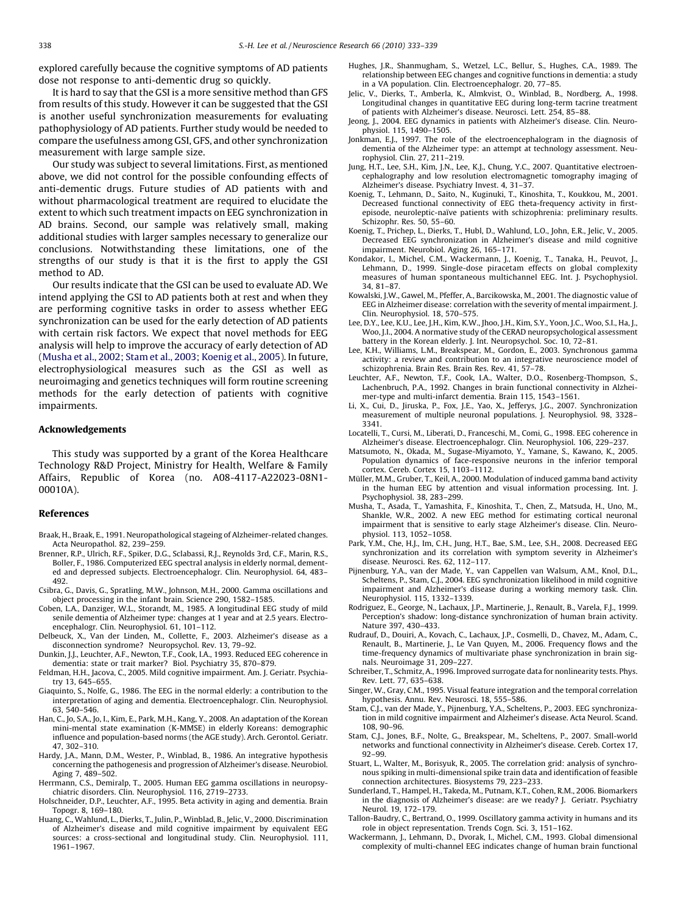explored carefully because the cognitive symptoms of AD patients dose not response to anti-dementic drug so quickly.

It is hard to say that the GSI is a more sensitive method than GFS from results of this study. However it can be suggested that the GSI is another useful synchronization measurements for evaluating pathophysiology of AD patients. Further study would be needed to compare the usefulness among GSI, GFS, and other synchronization measurement with large sample size.

Our study was subject to several limitations. First, as mentioned above, we did not control for the possible confounding effects of anti-dementic drugs. Future studies of AD patients with and without pharmacological treatment are required to elucidate the extent to which such treatment impacts on EEG synchronization in AD brains. Second, our sample was relatively small, making additional studies with larger samples necessary to generalize our conclusions. Notwithstanding these limitations, one of the strengths of our study is that it is the first to apply the GSI method to AD.

Our results indicate that the GSI can be used to evaluate AD. We intend applying the GSI to AD patients both at rest and when they are performing cognitive tasks in order to assess whether EEG synchronization can be used for the early detection of AD patients with certain risk factors. We expect that novel methods for EEG analysis will help to improve the accuracy of early detection of AD (Musha et al., 2002; Stam et al., 2003; Koenig et al., 2005). In future, electrophysiological measures such as the GSI as well as neuroimaging and genetics techniques will form routine screening methods for the early detection of patients with cognitive impairments.

## Acknowledgements

This study was supported by a grant of the Korea Healthcare Technology R&D Project, Ministry for Health, Welfare & Family Affairs, Republic of Korea (no. A08-4117-A22023-08N1-00010A).

## References

Braak, H., Braak, E., 1991. Neuropathological stageing of Alzheimer-related changes. Acta Neuropathol. 82, 239–259.

Brenner, R.P., Ulrich, R.F., Spiker, D.G., Sclabassi, R.J., Reynolds 3rd, C.F., Marin, R.S., Boller, F., 1986. Computerized EEG spectral analysis in elderly normal, demented and depressed subjects. Electroencephalogr. Clin. Neurophysiol. 64, 483–492.

Csibra, G., Davis, G., Spratling, M.W., Johnson, M.H., 2000. Gamma oscillations and object processing in the infant brain. Science 290, 1582–1585.

Coben, L.A., Danziger, W.L., Storandt, M., 1985. A longitudinal EEG study of mild senile dementia of Alzheimer type: changes at 1 year and at 2.5 years. Electroencephalogr. Clin. Neurophysiol. 61, 101–112.

Delbeuck, X., Van der Linden, M., Collette, F., 2003. Alzheimer's disease as a disconnection syndrome? Neuropsychol. Rev. 13, 79–92.

Dunkin, J.J., Leuchter, A.F., Newton, T.F., Cook, I.A., 1993. Reduced EEG coherence in dementia: state or trait marker? Biol. Psychiatry 35, 870–879.

Feldman, H.H., Jacova, C., 2005. Mild cognitive impairment. Am. J. Geriatr. Psychiatry 13, 645–655.

Giaquinto, S., Nolfe, G., 1986. The EEG in the normal elderly: a contribution to the interpretation of aging and dementia. Electroencephalogr. Clin. Neurophysiol. 63, 540–546.

Han, C., Jo, S.A., Jo, I., Kim, E., Park, M.H., Kang, Y., 2008. An adaptation of the Korean mini-mental state examination (K-MMSE) in elderly Koreans: demographic influence and population-based norms (the AGE study). Arch. Gerontol. Geriatr. 47, 302–310.

Hardy, J.A., Mann, D.M., Wester, P., Winblad, B., 1986. An integrative hypothesis concerning the pathogenesis and progression of Alzheimer's disease. Neurobiol. Aging 7, 489–502.

Herrmann, C.S., Demiralp, T., 2005. Human EEG gamma oscillations in neuropsychiatric disorders. Clin. Neurophysiol. 116, 2719–2733.

Holschneider, D.P., Leuchter, A.F., 1995. Beta activity in aging and dementia. Brain Topogr. 8, 169–180.

Huang, C., Wahlund, L., Dierks, T., Julin, P., Winblad, B., Jelic, V., 2000. Discrimination of Alzheimer's disease and mild cognitive impairment by equivalent EEG sources: a cross-sectional and longitudinal study. Clin. Neurophysiol. 111, 1961–1967.

Hughes, J.R., Shanmugham, S., Wetzel, L.C., Bellur, S., Hughes, C.A., 1989. The relationship between EEG changes and cognitive functions in dementia: a study in a VA population. Clin. Electroencephalogr. 20, 77–85.

Jelic, V., Dierks, T., Amberla, K., Almkvist, O., Winblad, B., Nordberg, A., 1998. Longitudinal changes in quantitative EEG during long-term tacrine treatment of patients with Alzheimer's disease. Neurosci. Lett. 254, 85–88.

Jeong, J., 2004. EEG dynamics in patients with Alzheimer's disease. Clin. Neurophysiol. 115, 1490–1505.

Jonkman, E.J., 1997. The role of the electroencephalogram in the diagnosis of dementia of the Alzheimer type: an attempt at technology assessment. Neurophysiol. Clin. 27, 211–219.

Jung, H.T., Lee, S.H., Kim, J.N., Lee, K.J., Chung, Y.C., 2007. Quantitative electroencephalography and low resolution electromagnetic tomography imaging of Alzheimer's disease. Psychiatry Invest. 4, 31–37.

Koenig, T., Lehmann, D., Saito, N., Kuginuki, T., Kinoshita, T., Koukkou, M., 2001. Decreased functional connectivity of EEG theta-frequency activity in first-episode, neuroleptic-naïve patients with schizophrenia: preliminary results. Schizophr. Res. 50, 55–60.

Koenig, T., Prichep, L., Dierks, T., Hubl, D., Wahlund, L.O., John, E.R., Jelic, V., 2005. Decreased EEG synchronization in Alzheimer's disease and mild cognitive impairment. Neurobiol. Aging 26, 165–171.

Kondakor, I., Michel, C.M., Wackermann, J., Koenig, T., Tanaka, H., Peuvot, J., Lehmann, D., 1999. Single-dose piracetam effects on global complexity measures of human spontaneous multichannel EEG. Int. J. Psychophysiol. 34, 81–87.

Kowalski, J.W., Gawel, M., Pfeffer, A., Barcikowska, M., 2001. The diagnostic value of EEG in Alzheimer disease: correlation with the severity of mental impairment. J. Clin. Neurophysiol. 18, 570–575.

Lee, D.Y., Lee, K.U., Lee, J.H., Kim, K.W., Jhoo, J.H., Kim, S.Y., Yoon, J.C., Woo, S.I., Ha, J., Woo, J.I., 2004. A normative study of the CERAD neuropsychological assessment battery in the Korean elderly. J. Int. Neuropsychol. Soc. 10, 72–81.

Lee, K.H., Williams, L.M., Breakspear, M., Gordon, E., 2003. Synchronous gamma activity: a review and contribution to an integrative neuroscience model of schizophrenia. Brain Res. Brain Res. Rev. 41, 57–78.

Leuchter, A.F., Newton, T.F., Cook, I.A., Walter, D.O., Rosenberg-Thompson, S., Lachenbruch, P.A., 1992. Changes in brain functional connectivity in Alzheimer-type and multi-infarct dementia. Brain 115, 1543–1561.

Li, X., Cui, D., Jiruska, P., Fox, J.E., Yao, X., Jefferys, J.G., 2007. Synchronization measurement of multiple neuronal populations. J. Neurophysiol. 98, 3328–3341.

Locatelli, T., Cursi, M., Liberati, D., Franceschi, M., Comi, G., 1998. EEG coherence in Alzheimer's disease. Electroencephalogr. Clin. Neurophysiol. 106, 229–237.

Matsumoto, N., Okada, M., Sugase-Miyamoto, Y., Yamane, S., Kawano, K., 2005. Population dynamics of face-responsive neurons in the inferior temporal cortex. Cereb. Cortex 15, 1103–1112.

Müller, M.M., Gruber, T., Keil, A., 2000. Modulation of induced gamma band activity in the human EEG by attention and visual information processing. Int. J. Psychophysiol. 38, 283–299.

Musha, T., Asada, T., Yamashita, F., Kinoshita, T., Chen, Z., Matsuda, H., Uno, M., Shankle, W.R., 2002. A new EEG method for estimating cortical neuronal impairment that is sensitive to early stage Alzheimer's disease. Clin. Neurophysiol. 113, 1052–1058.

Park, Y.M., Che, H.J., Im, C.H., Jung, H.T., Bae, S.M., Lee, S.H., 2008. Decreased EEG synchronization and its correlation with symptom severity in Alzheimer's disease. Neurosci. Res. 62, 112–117.

Pijnenburg, Y.A., van der Made, Y., van Cappellen van Walsum, A.M., Knol, D.L., Scheltens, P., Stam, C.J., 2004. EEG synchronization likelihood in mild cognitive impairment and Alzheimer's disease during a working memory task. Clin. Neurophysiol. 115, 1332–1339.

Rodriguez, E., George, N., Lachaux, J.P., Martinerie, J., Renault, B., Varela, F.J., 1999. Perception's shadow: long-distance synchronization of human brain activity. Nature 397, 430–433.

Rudrauf, D., Douiri, A., Kovach, C., Lachaux, J.P., Cosmelli, D., Chavez, M., Adam, C., Renault, B., Martinerie, J., Le Van Quyen, M., 2006. Frequency flows and the time-frequency dynamics of multivariate phase synchronization in brain signals. Neuroimage 31, 209–227.

Schreiber, T., Schmitz, A., 1996. Improved surrogate data for nonlinearity tests. Phys. Rev. Lett. 77, 635–638.

Singer, W., Gray, C.M., 1995. Visual feature integration and the temporal correlation hypothesis. Annu. Rev. Neurosci. 18, 555–586.

Stam, C.J., van der Made, Y., Pijnenburg, Y.A., Scheltens, P., 2003. EEG synchronization in mild cognitive impairment and Alzheimer's disease. Acta Neurol. Scand. 108, 90–96.

Stam, C.J., Jones, B.F., Nolte, G., Breakspear, M., Scheltens, P., 2007. Small-world networks and functional connectivity in Alzheimer's disease. Cereb. Cortex 17, 92–99.

Stuart, L., Walter, M., Borisyuk, R., 2005. The correlation grid: analysis of synchronous spiking in multi-dimensional spike train data and identification of feasible connection architectures. Biosystems 79, 223–233.

Sunderland, T., Hampel, H., Takeda, M., Putnam, K.T., Cohen, R.M., 2006. Biomarkers in the diagnosis of Alzheimer's disease: are we ready? J. Geriatr. Psychiatry Neurol. 19, 172–179.

Tallon-Baudry, C., Bertrand, O., 1999. Oscillatory gamma activity in humans and its role in object representation. Trends Cogn. Sci. 3, 151–162.

Wackermann, J., Lehmann, D., Dvorak, I., Michel, C.M., 1993. Global dimensional complexity of multi-channel EEG indicates change of human brain functional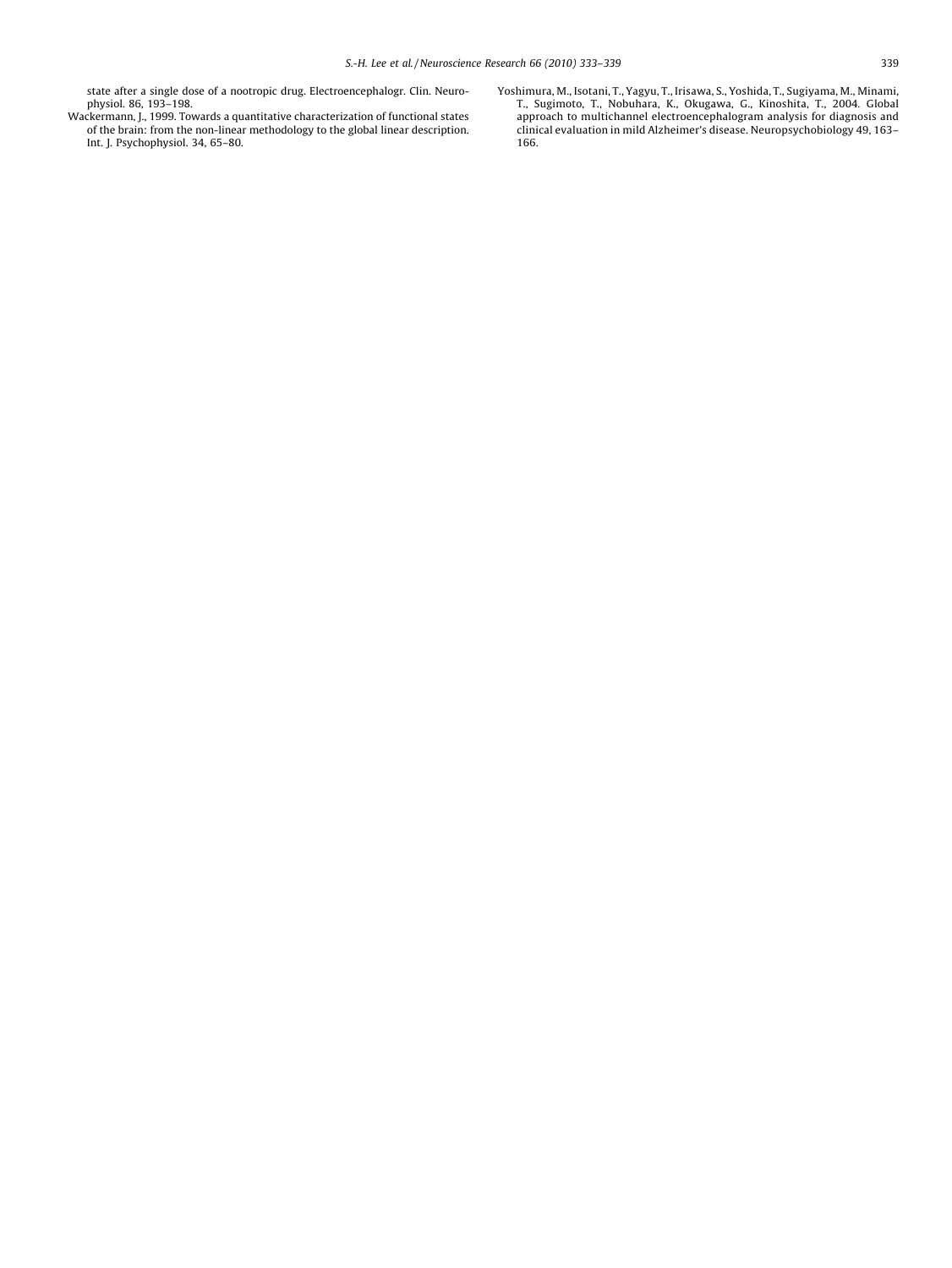state after a single dose of a nootropic drug. Electroencephalogr. Clin. Neurophysiol. 86, 193–198.

Wackermann, J., 1999. Towards a quantitative characterization of functional states of the brain: from the non-linear methodology to the global linear description. Int. J. Psychophysiol. 34, 65–80.

Yoshimura, M., Isotani, T., Yagyu, T., Irisawa, S., Yoshida, T., Sugiyama, M., Minami, T., Sugimoto, T., Nobuhara, K., Okugawa, G., Kinoshita, T., 2004. Global approach to multichannel electroencephalogram analysis for diagnosis and clinical evaluation in mild Alzheimer's disease. Neuropsychobiology 49, 163–166.